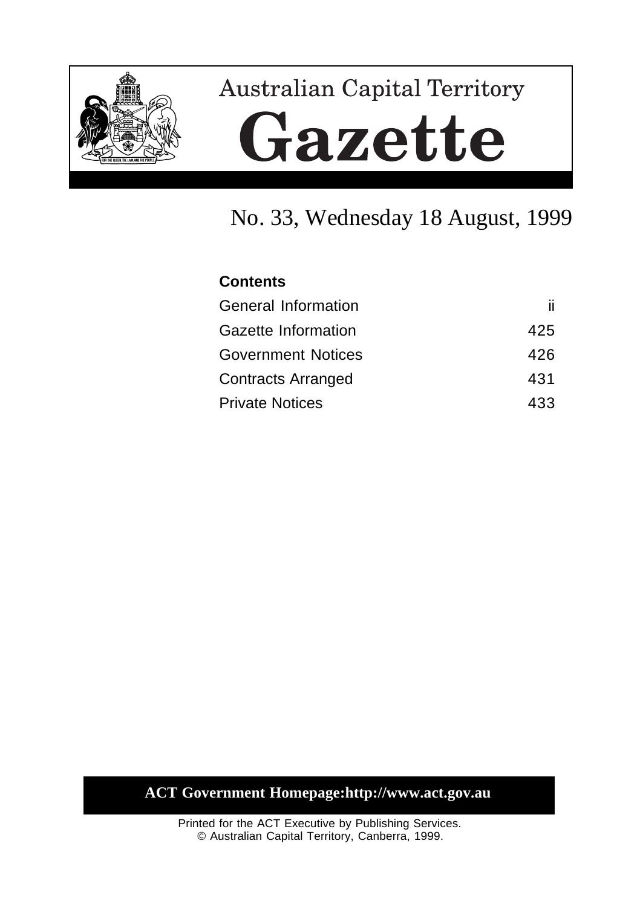# Australian Capital Territory

# Gazette

## No. 33, Wednesday 18 August, 1999

**Contents**

| | |
|---|---|
| General Information | ii |
| Gazette Information | 425 |
| Government Notices | 426 |
| Contracts Arranged | 431 |
| Private Notices | 433 |

**ACT Government Homepage:http://www.act.gov.au**

Printed for the ACT Executive by Publishing Services.
© Australian Capital Territory, Canberra, 1999.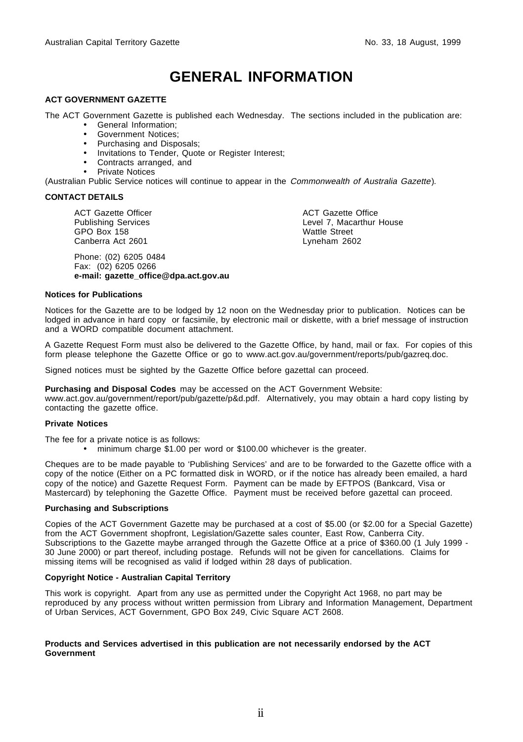# GENERAL INFORMATION

## ACT GOVERNMENT GAZETTE

The ACT Government Gazette is published each Wednesday. The sections included in the publication are:

- General Information;
- Government Notices;
- Purchasing and Disposals;
- Invitations to Tender, Quote or Register Interest;
- Contracts arranged, and
- Private Notices

(Australian Public Service notices will continue to appear in the *Commonwealth of Australia Gazette*).

## CONTACT DETAILS

ACT Gazette Officer
Publishing Services
GPO Box 158
Canberra Act 2601

ACT Gazette Office
Level 7, Macarthur House
Wattle Street
Lyneham 2602

Phone: (02) 6205 0484
Fax: (02) 6205 0266
**e-mail: gazette_office@dpa.act.gov.au**

### Notices for Publications

Notices for the Gazette are to be lodged by 12 noon on the Wednesday prior to publication. Notices can be lodged in advance in hard copy or facsimile, by electronic mail or diskette, with a brief message of instruction and a WORD compatible document attachment.

A Gazette Request Form must also be delivered to the Gazette Office, by hand, mail or fax. For copies of this form please telephone the Gazette Office or go to www.act.gov.au/government/reports/pub/gazreq.doc.

Signed notices must be sighted by the Gazette Office before gazettal can proceed.

**Purchasing and Disposal Codes** may be accessed on the ACT Government Website: www.act.gov.au/government/report/pub/gazette/p&d.pdf. Alternatively, you may obtain a hard copy listing by contacting the gazette office.

### Private Notices

The fee for a private notice is as follows:

- minimum charge $1.00 per word or $100.00 whichever is the greater.

Cheques are to be made payable to 'Publishing Services' and are to be forwarded to the Gazette office with a copy of the notice (Either on a PC formatted disk in WORD, or if the notice has already been emailed, a hard copy of the notice) and Gazette Request Form. Payment can be made by EFTPOS (Bankcard, Visa or Mastercard) by telephoning the Gazette Office. Payment must be received before gazettal can proceed.

### Purchasing and Subscriptions

Copies of the ACT Government Gazette may be purchased at a cost of $5.00 (or $2.00 for a Special Gazette) from the ACT Government shopfront, Legislation/Gazette sales counter, East Row, Canberra City. Subscriptions to the Gazette maybe arranged through the Gazette Office at a price of $360.00 (1 July 1999 - 30 June 2000) or part thereof, including postage. Refunds will not be given for cancellations. Claims for missing items will be recognised as valid if lodged within 28 days of publication.

### Copyright Notice - Australian Capital Territory

This work is copyright. Apart from any use as permitted under the Copyright Act 1968, no part may be reproduced by any process without written permission from Library and Information Management, Department of Urban Services, ACT Government, GPO Box 249, Civic Square ACT 2608.

**Products and Services advertised in this publication are not necessarily endorsed by the ACT Government**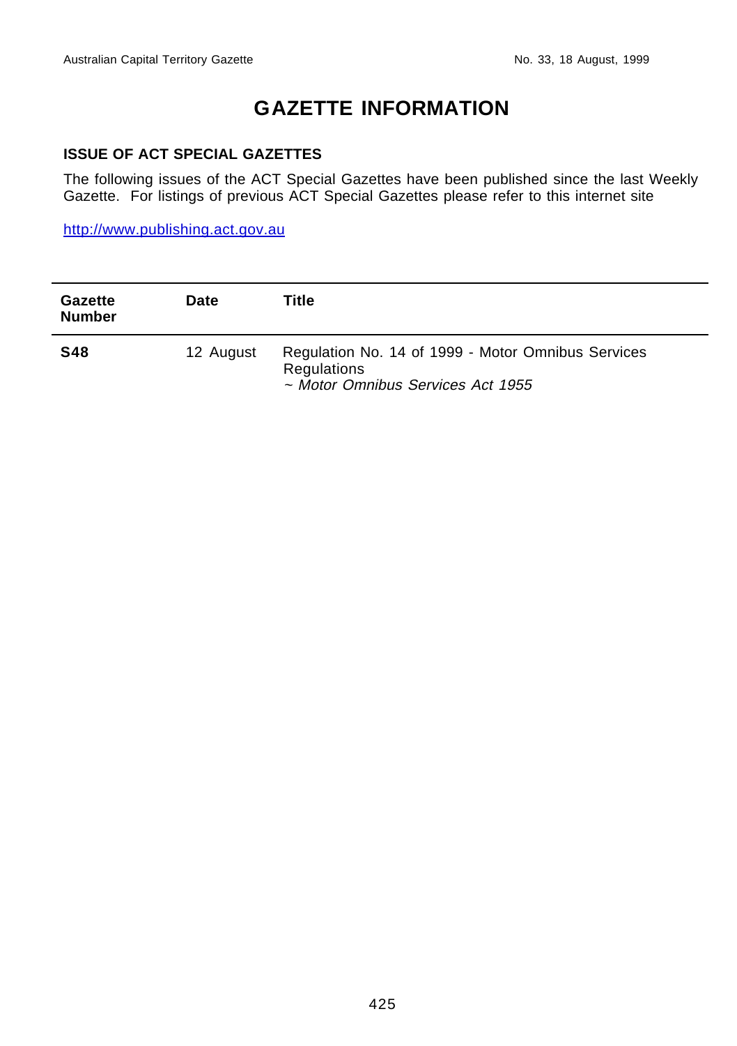# GAZETTE INFORMATION

## ISSUE OF ACT SPECIAL GAZETTES

The following issues of the ACT Special Gazettes have been published since the last Weekly Gazette. For listings of previous ACT Special Gazettes please refer to this internet site

http://www.publishing.act.gov.au

| Gazette Number | Date | Title |
|---|---|---|
| **S48** | 12 August | Regulation No. 14 of 1999 - Motor Omnibus Services Regulations<br>~ *Motor Omnibus Services Act 1955* |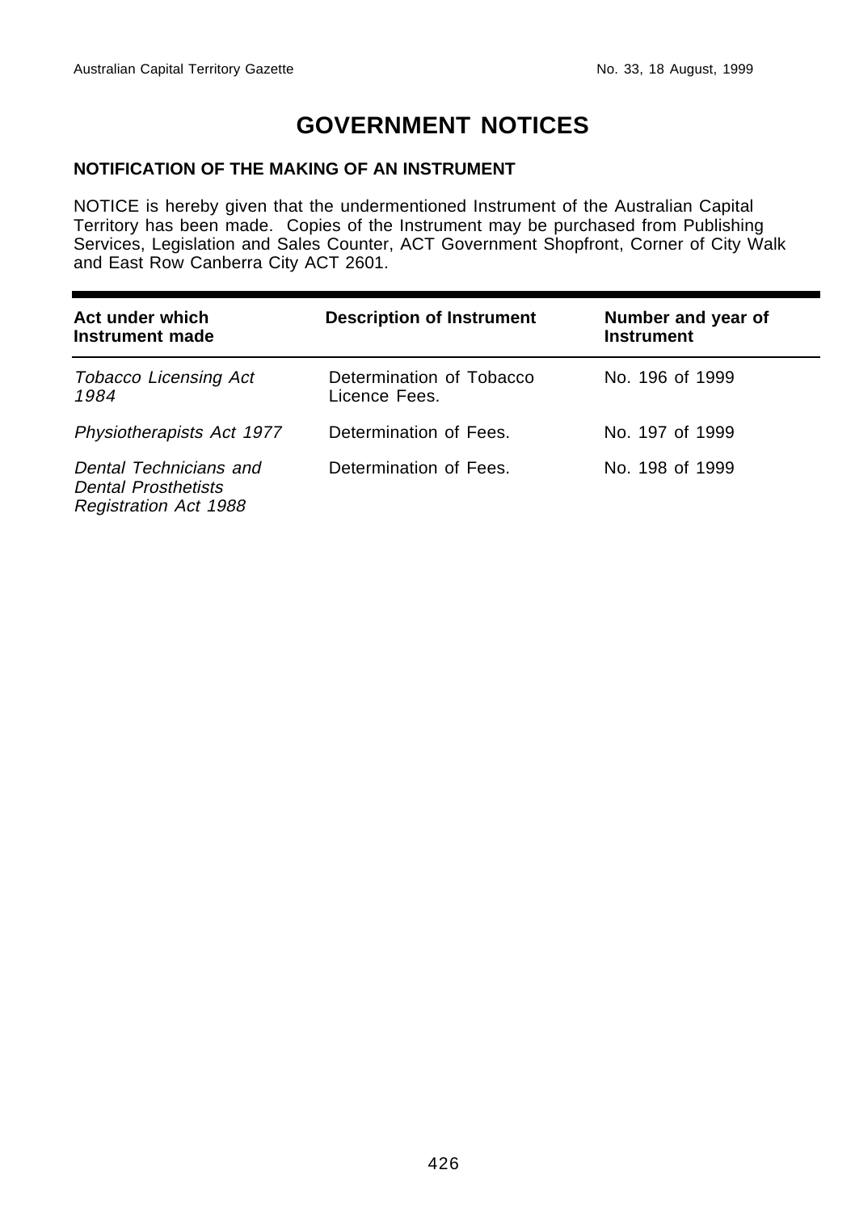# GOVERNMENT NOTICES

### NOTIFICATION OF THE MAKING OF AN INSTRUMENT

NOTICE is hereby given that the undermentioned Instrument of the Australian Capital Territory has been made. Copies of the Instrument may be purchased from Publishing Services, Legislation and Sales Counter, ACT Government Shopfront, Corner of City Walk and East Row Canberra City ACT 2601.

| Act under which Instrument made | Description of Instrument | Number and year of Instrument |
|---|---|---|
| *Tobacco Licensing Act 1984* | Determination of Tobacco Licence Fees. | No. 196 of 1999 |
| *Physiotherapists Act 1977* | Determination of Fees. | No. 197 of 1999 |
| *Dental Technicians and Dental Prosthetists Registration Act 1988* | Determination of Fees. | No. 198 of 1999 |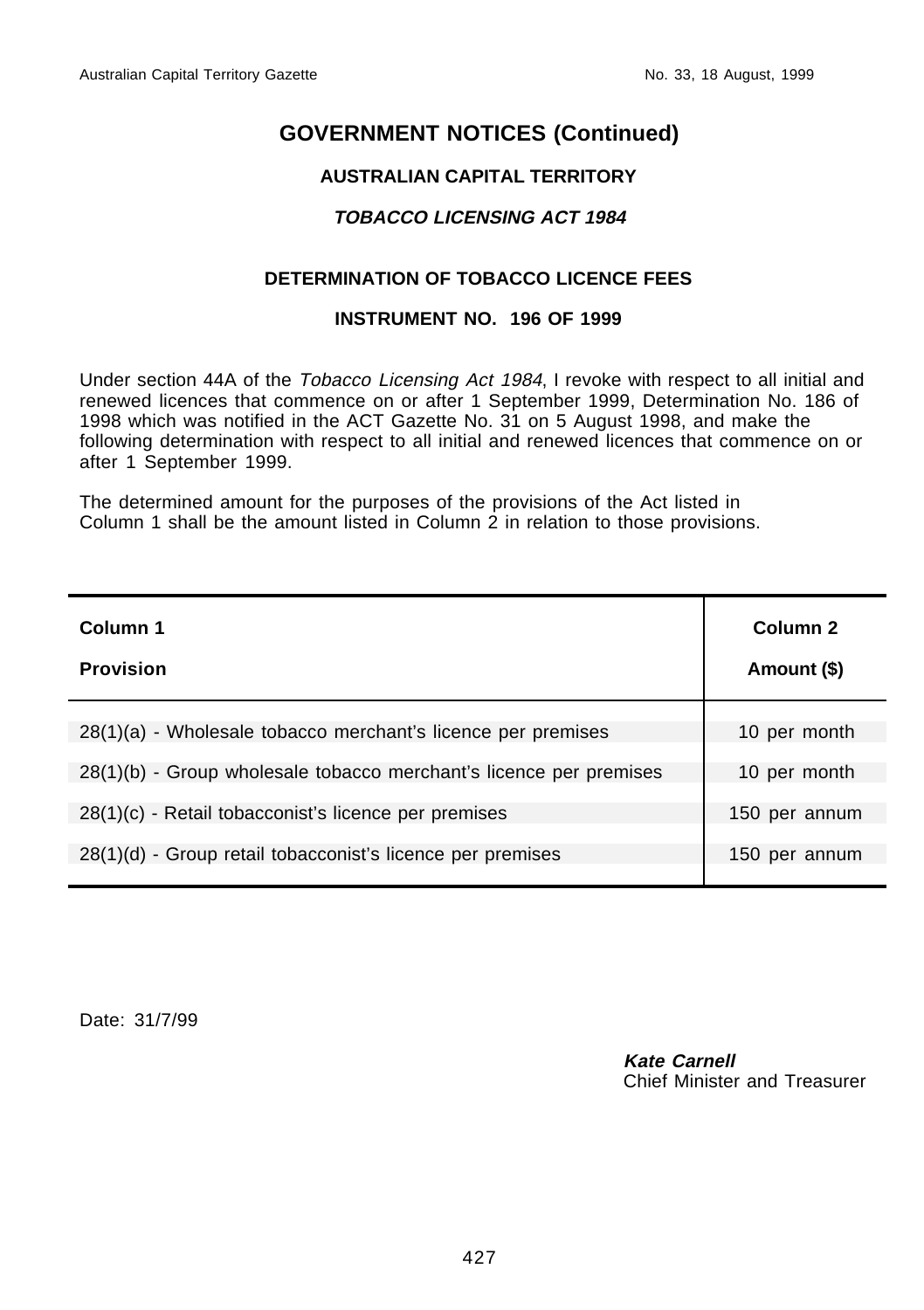# GOVERNMENT NOTICES (Continued)

## AUSTRALIAN CAPITAL TERRITORY

### *TOBACCO LICENSING ACT 1984*

### DETERMINATION OF TOBACCO LICENCE FEES

### INSTRUMENT NO. 196 OF 1999

Under section 44A of the *Tobacco Licensing Act 1984*, I revoke with respect to all initial and renewed licences that commence on or after 1 September 1999, Determination No. 186 of 1998 which was notified in the ACT Gazette No. 31 on 5 August 1998, and make the following determination with respect to all initial and renewed licences that commence on or after 1 September 1999.

The determined amount for the purposes of the provisions of the Act listed in Column 1 shall be the amount listed in Column 2 in relation to those provisions.

| Column 1<br>Provision | Column 2<br>Amount ($) |
|---|---|
| 28(1)(a) - Wholesale tobacco merchant's licence per premises | 10 per month |
| 28(1)(b) - Group wholesale tobacco merchant's licence per premises | 10 per month |
| 28(1)(c) - Retail tobacconist's licence per premises | 150 per annum |
| 28(1)(d) - Group retail tobacconist's licence per premises | 150 per annum |

Date: 31/7/99

**Kate Carnell**
Chief Minister and Treasurer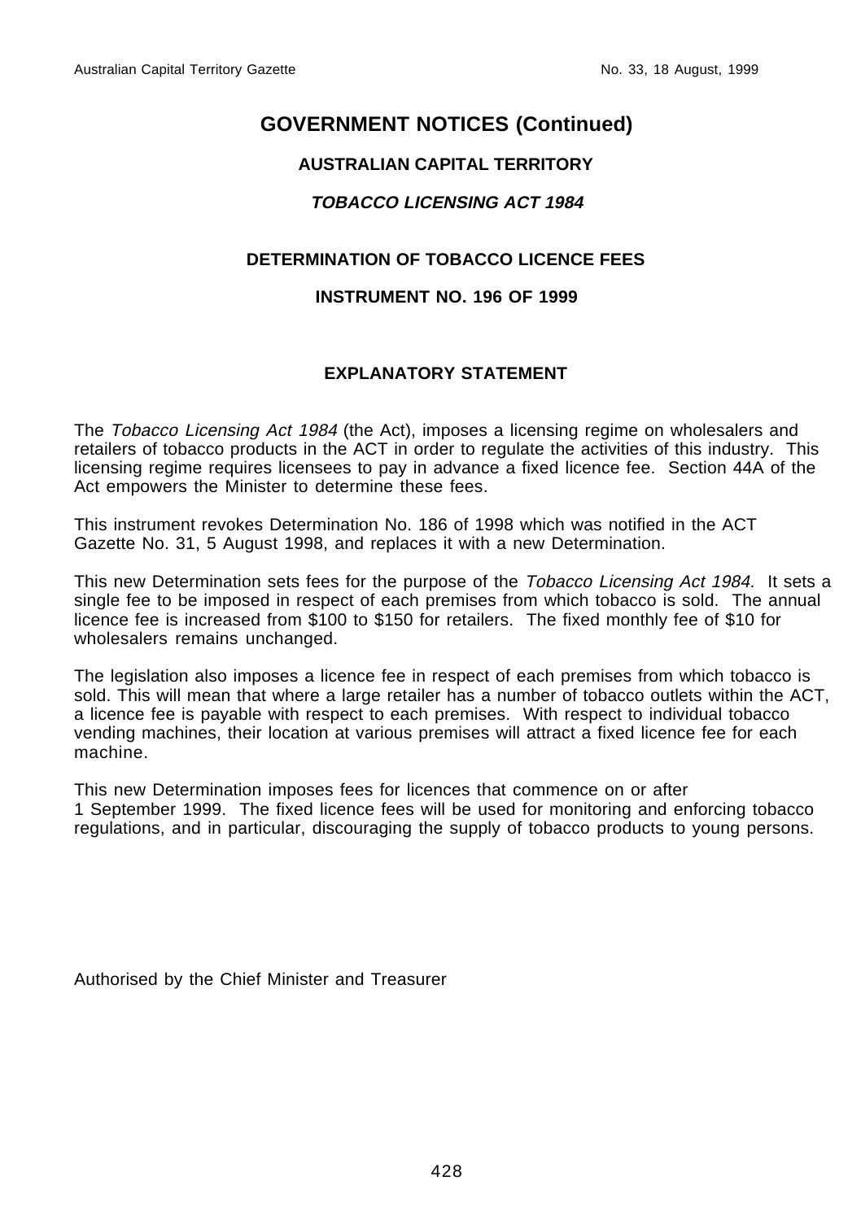# GOVERNMENT NOTICES (Continued)

## AUSTRALIAN CAPITAL TERRITORY

## *TOBACCO LICENSING ACT 1984*

## DETERMINATION OF TOBACCO LICENCE FEES

## INSTRUMENT NO. 196 OF 1999

## EXPLANATORY STATEMENT

The *Tobacco Licensing Act 1984* (the Act), imposes a licensing regime on wholesalers and retailers of tobacco products in the ACT in order to regulate the activities of this industry. This licensing regime requires licensees to pay in advance a fixed licence fee. Section 44A of the Act empowers the Minister to determine these fees.

This instrument revokes Determination No. 186 of 1998 which was notified in the ACT Gazette No. 31, 5 August 1998, and replaces it with a new Determination.

This new Determination sets fees for the purpose of the *Tobacco Licensing Act 1984.* It sets a single fee to be imposed in respect of each premises from which tobacco is sold. The annual licence fee is increased from $100 to $150 for retailers. The fixed monthly fee of $10 for wholesalers remains unchanged.

The legislation also imposes a licence fee in respect of each premises from which tobacco is sold. This will mean that where a large retailer has a number of tobacco outlets within the ACT, a licence fee is payable with respect to each premises. With respect to individual tobacco vending machines, their location at various premises will attract a fixed licence fee for each machine.

This new Determination imposes fees for licences that commence on or after 1 September 1999. The fixed licence fees will be used for monitoring and enforcing tobacco regulations, and in particular, discouraging the supply of tobacco products to young persons.

Authorised by the Chief Minister and Treasurer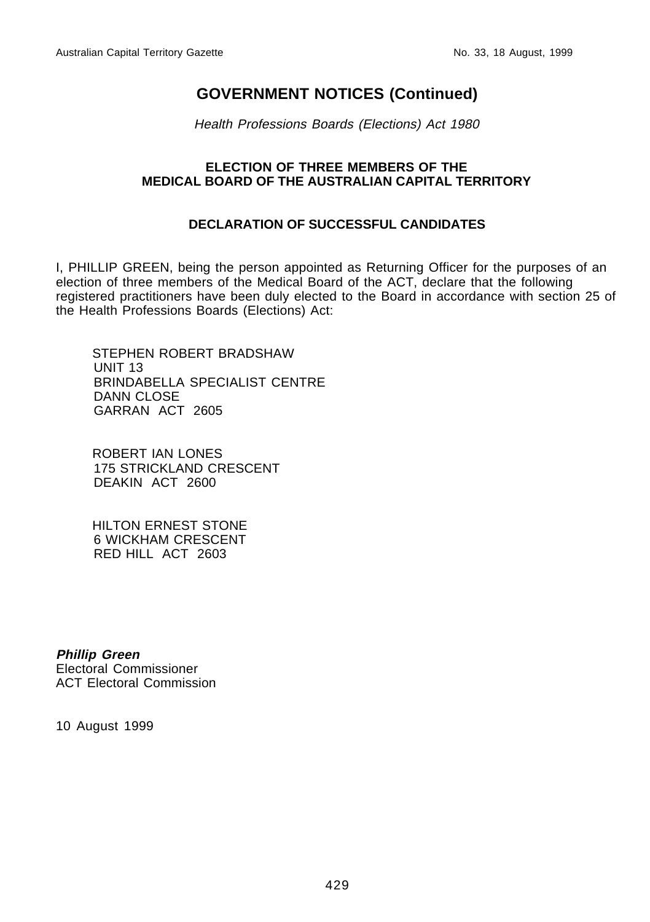## GOVERNMENT NOTICES (Continued)

*Health Professions Boards (Elections) Act 1980*

### ELECTION OF THREE MEMBERS OF THE MEDICAL BOARD OF THE AUSTRALIAN CAPITAL TERRITORY

### DECLARATION OF SUCCESSFUL CANDIDATES

I, PHILLIP GREEN, being the person appointed as Returning Officer for the purposes of an election of three members of the Medical Board of the ACT, declare that the following registered practitioners have been duly elected to the Board in accordance with section 25 of the Health Professions Boards (Elections) Act:

STEPHEN ROBERT BRADSHAW
UNIT 13
BRINDABELLA SPECIALIST CENTRE
DANN CLOSE
GARRAN ACT 2605

ROBERT IAN LONES
175 STRICKLAND CRESCENT
DEAKIN ACT 2600

HILTON ERNEST STONE
6 WICKHAM CRESCENT
RED HILL ACT 2603

***Phillip Green***
Electoral Commissioner
ACT Electoral Commission

10 August 1999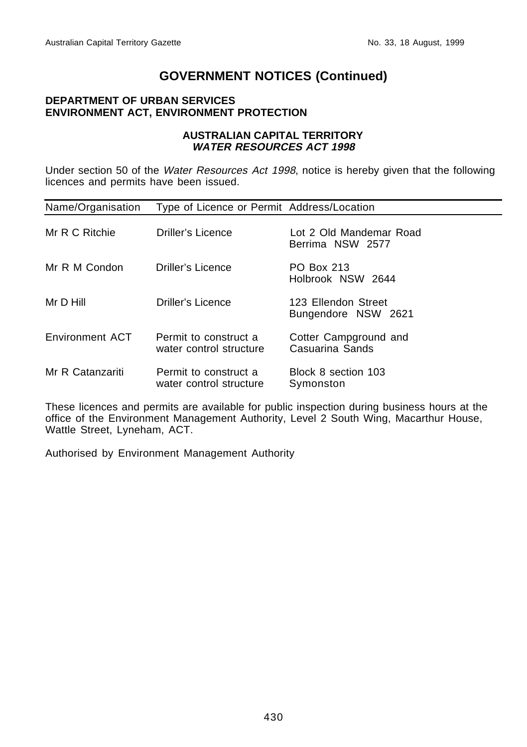# GOVERNMENT NOTICES (Continued)

**DEPARTMENT OF URBAN SERVICES**
**ENVIRONMENT ACT, ENVIRONMENT PROTECTION**

**AUSTRALIAN CAPITAL TERRITORY**
***WATER RESOURCES ACT 1998***

Under section 50 of the *Water Resources Act 1998*, notice is hereby given that the following licences and permits have been issued.

| Name/Organisation | Type of Licence or Permit | Address/Location |
|---|---|---|
| Mr R C Ritchie | Driller's Licence | Lot 2 Old Mandemar Road Berrima NSW 2577 |
| Mr R M Condon | Driller's Licence | PO Box 213 Holbrook NSW 2644 |
| Mr D Hill | Driller's Licence | 123 Ellendon Street Bungendore NSW 2621 |
| Environment ACT | Permit to construct a water control structure | Cotter Campground and Casuarina Sands |
| Mr R Catanzariti | Permit to construct a water control structure | Block 8 section 103 Symonston |

These licences and permits are available for public inspection during business hours at the office of the Environment Management Authority, Level 2 South Wing, Macarthur House, Wattle Street, Lyneham, ACT.

Authorised by Environment Management Authority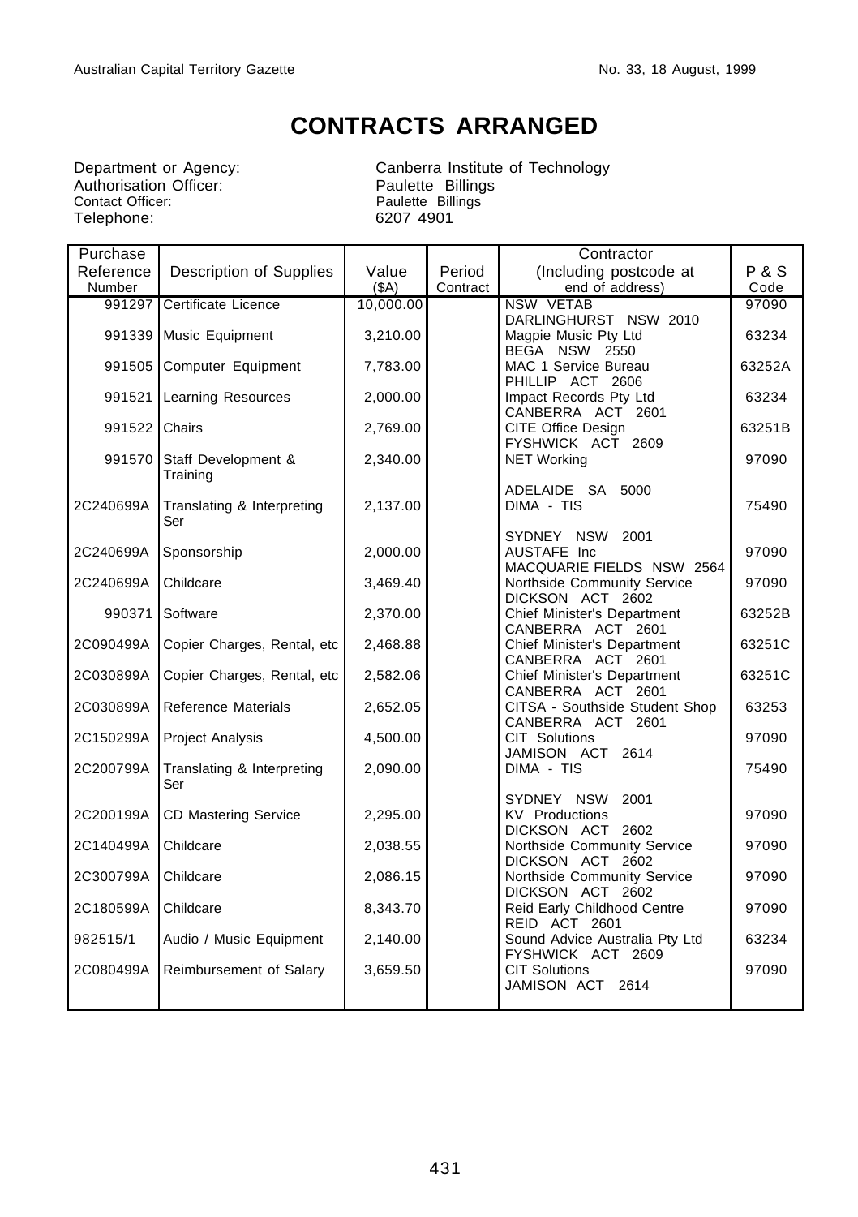# CONTRACTS ARRANGED

Department or Agency: Canberra Institute of Technology
Authorisation Officer: Paulette Billings
Contact Officer: Paulette Billings
Telephone: 6207 4901

| Purchase Reference Number | Description of Supplies | Value ($A) | Period Contract | Contractor (Including postcode at end of address) | P & S Code |
|---|---|---|---|---|---|
| 991297 | Certificate Licence | 10,000.00 | | NSW VETAB DARLINGHURST NSW 2010 | 97090 |
| 991339 | Music Equipment | 3,210.00 | | Magpie Music Pty Ltd BEGA NSW 2550 | 63234 |
| 991505 | Computer Equipment | 7,783.00 | | MAC 1 Service Bureau PHILLIP ACT 2606 | 63252A |
| 991521 | Learning Resources | 2,000.00 | | Impact Records Pty Ltd CANBERRA ACT 2601 | 63234 |
| 991522 | Chairs | 2,769.00 | | CITE Office Design FYSHWICK ACT 2609 | 63251B |
| 991570 | Staff Development & Training | 2,340.00 | | NET Working ADELAIDE SA 5000 | 97090 |
| 2C240699A | Translating & Interpreting Ser | 2,137.00 | | DIMA - TIS SYDNEY NSW 2001 | 75490 |
| 2C240699A | Sponsorship | 2,000.00 | | AUSTAFE Inc MACQUARIE FIELDS NSW 2564 | 97090 |
| 2C240699A | Childcare | 3,469.40 | | Northside Community Service DICKSON ACT 2602 | 97090 |
| 990371 | Software | 2,370.00 | | Chief Minister's Department CANBERRA ACT 2601 | 63252B |
| 2C090499A | Copier Charges, Rental, etc | 2,468.88 | | Chief Minister's Department CANBERRA ACT 2601 | 63251C |
| 2C030899A | Copier Charges, Rental, etc | 2,582.06 | | Chief Minister's Department CANBERRA ACT 2601 | 63251C |
| 2C030899A | Reference Materials | 2,652.05 | | CITSA - Southside Student Shop CANBERRA ACT 2601 | 63253 |
| 2C150299A | Project Analysis | 4,500.00 | | CIT Solutions JAMISON ACT 2614 | 97090 |
| 2C200799A | Translating & Interpreting Ser | 2,090.00 | | DIMA - TIS SYDNEY NSW 2001 | 75490 |
| 2C200199A | CD Mastering Service | 2,295.00 | | KV Productions DICKSON ACT 2602 | 97090 |
| 2C140499A | Childcare | 2,038.55 | | Northside Community Service DICKSON ACT 2602 | 97090 |
| 2C300799A | Childcare | 2,086.15 | | Northside Community Service DICKSON ACT 2602 | 97090 |
| 2C180599A | Childcare | 8,343.70 | | Reid Early Childhood Centre REID ACT 2601 | 97090 |
| 982515/1 | Audio / Music Equipment | 2,140.00 | | Sound Advice Australia Pty Ltd FYSHWICK ACT 2609 | 63234 |
| 2C080499A | Reimbursement of Salary | 3,659.50 | | CIT Solutions JAMISON ACT 2614 | 97090 |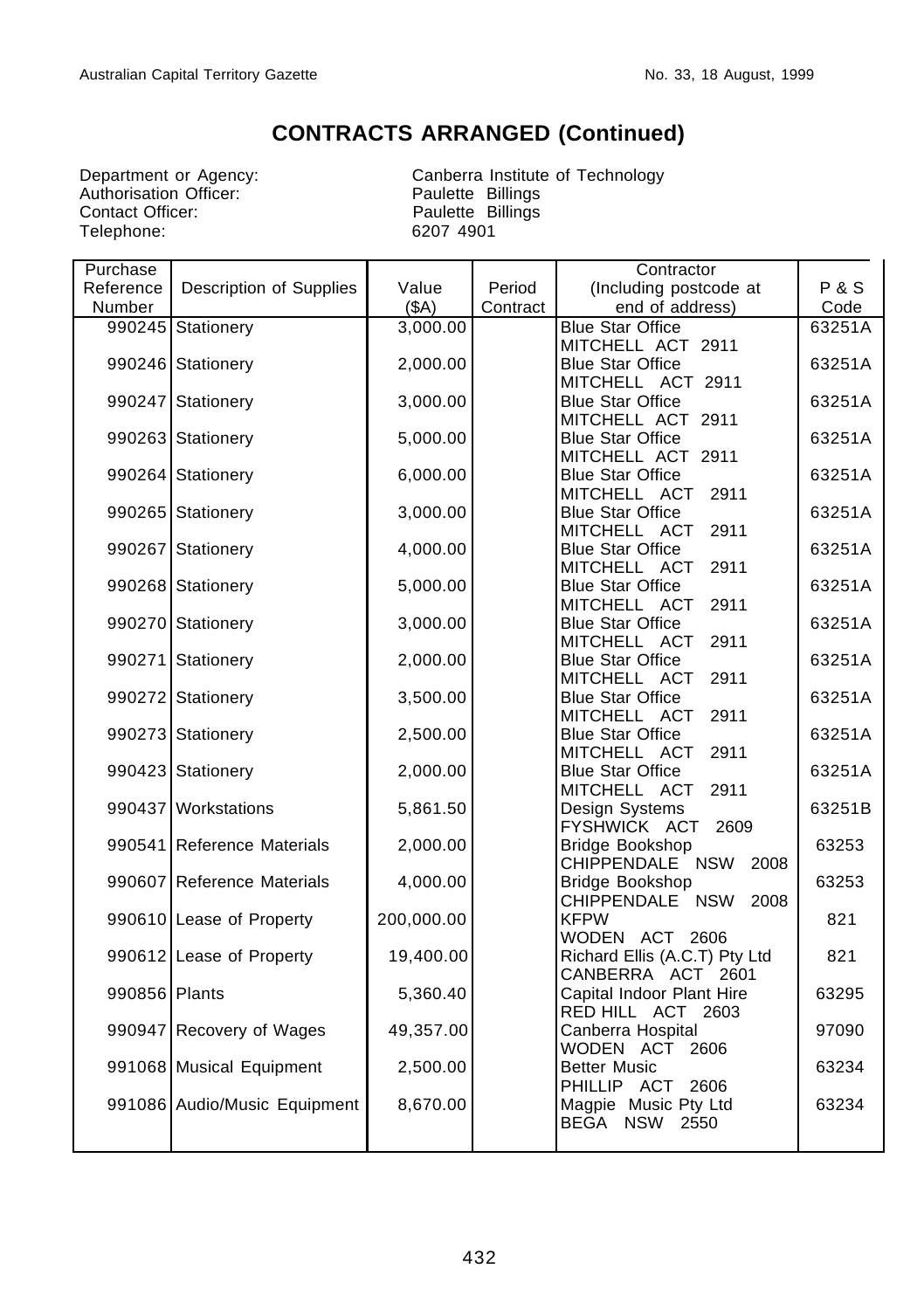# CONTRACTS ARRANGED (Continued)

Department or Agency: Canberra Institute of Technology
Authorisation Officer: Paulette Billings
Contact Officer: Paulette Billings
Telephone: 6207 4901

| Purchase Reference Number | Description of Supplies | Value ($A) | Period Contract | Contractor (Including postcode at end of address) | P & S Code |
|---|---|---|---|---|---|
| 990245 | Stationery | 3,000.00 | | Blue Star Office MITCHELL ACT 2911 | 63251A |
| 990246 | Stationery | 2,000.00 | | Blue Star Office MITCHELL ACT 2911 | 63251A |
| 990247 | Stationery | 3,000.00 | | Blue Star Office MITCHELL ACT 2911 | 63251A |
| 990263 | Stationery | 5,000.00 | | Blue Star Office MITCHELL ACT 2911 | 63251A |
| 990264 | Stationery | 6,000.00 | | Blue Star Office MITCHELL ACT 2911 | 63251A |
| 990265 | Stationery | 3,000.00 | | Blue Star Office MITCHELL ACT 2911 | 63251A |
| 990267 | Stationery | 4,000.00 | | Blue Star Office MITCHELL ACT 2911 | 63251A |
| 990268 | Stationery | 5,000.00 | | Blue Star Office MITCHELL ACT 2911 | 63251A |
| 990270 | Stationery | 3,000.00 | | Blue Star Office MITCHELL ACT 2911 | 63251A |
| 990271 | Stationery | 2,000.00 | | Blue Star Office MITCHELL ACT 2911 | 63251A |
| 990272 | Stationery | 3,500.00 | | Blue Star Office MITCHELL ACT 2911 | 63251A |
| 990273 | Stationery | 2,500.00 | | Blue Star Office MITCHELL ACT 2911 | 63251A |
| 990423 | Stationery | 2,000.00 | | Blue Star Office MITCHELL ACT 2911 | 63251A |
| 990437 | Workstations | 5,861.50 | | Design Systems FYSHWICK ACT 2609 | 63251B |
| 990541 | Reference Materials | 2,000.00 | | Bridge Bookshop CHIPPENDALE NSW 2008 | 63253 |
| 990607 | Reference Materials | 4,000.00 | | Bridge Bookshop CHIPPENDALE NSW 2008 | 63253 |
| 990610 | Lease of Property | 200,000.00 | | KFPW WODEN ACT 2606 | 821 |
| 990612 | Lease of Property | 19,400.00 | | Richard Ellis (A.C.T) Pty Ltd CANBERRA ACT 2601 | 821 |
| 990856 | Plants | 5,360.40 | | Capital Indoor Plant Hire RED HILL ACT 2603 | 63295 |
| 990947 | Recovery of Wages | 49,357.00 | | Canberra Hospital WODEN ACT 2606 | 97090 |
| 991068 | Musical Equipment | 2,500.00 | | Better Music PHILLIP ACT 2606 | 63234 |
| 991086 | Audio/Music Equipment | 8,670.00 | | Magpie Music Pty Ltd BEGA NSW 2550 | 63234 |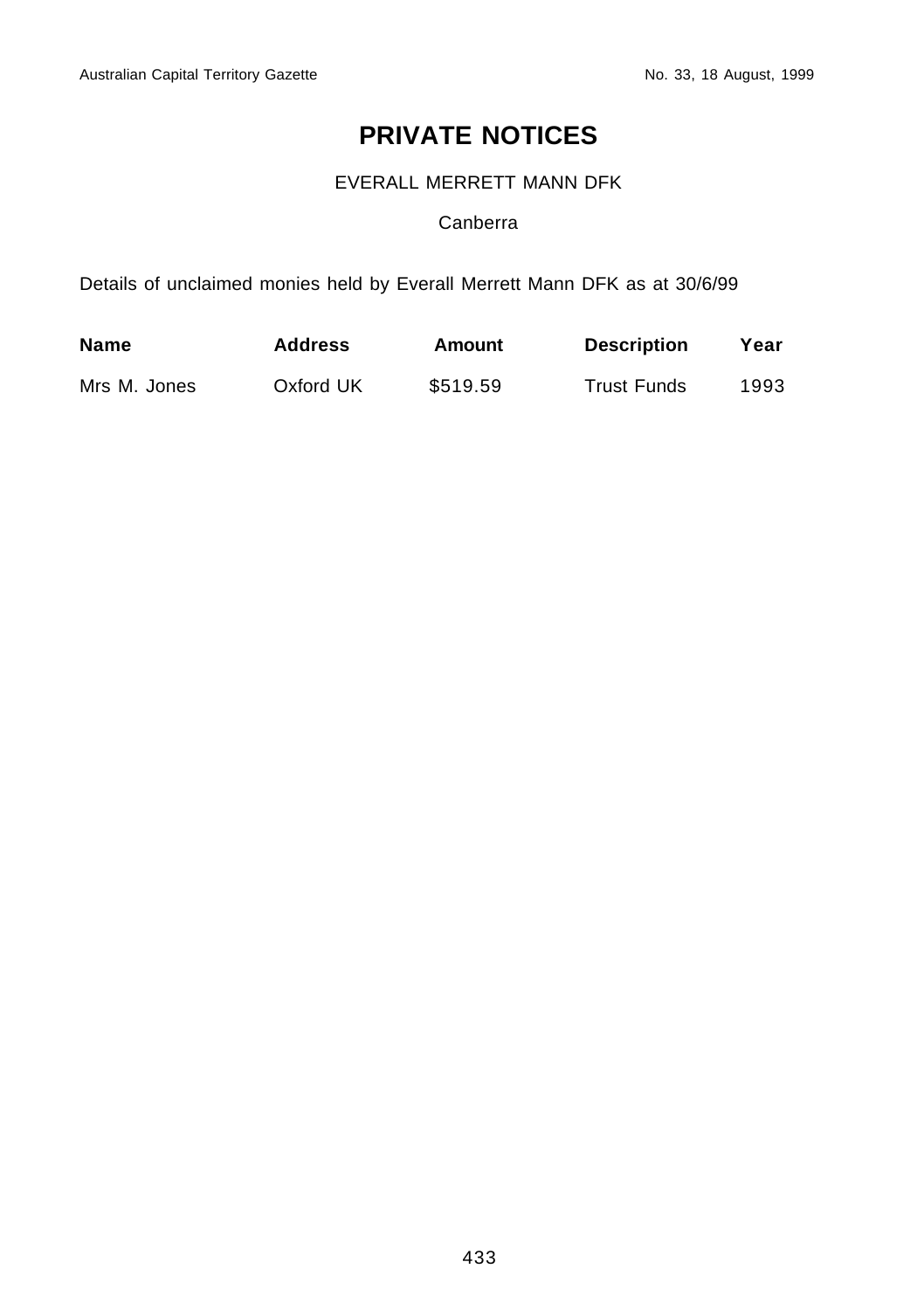# PRIVATE NOTICES

EVERALL MERRETT MANN DFK

Canberra

Details of unclaimed monies held by Everall Merrett Mann DFK as at 30/6/99

| **Name** | **Address** | **Amount** | **Description** | **Year** |
|---|---|---|---|---|
| Mrs M. Jones | Oxford UK | $519.59 | Trust Funds | 1993 |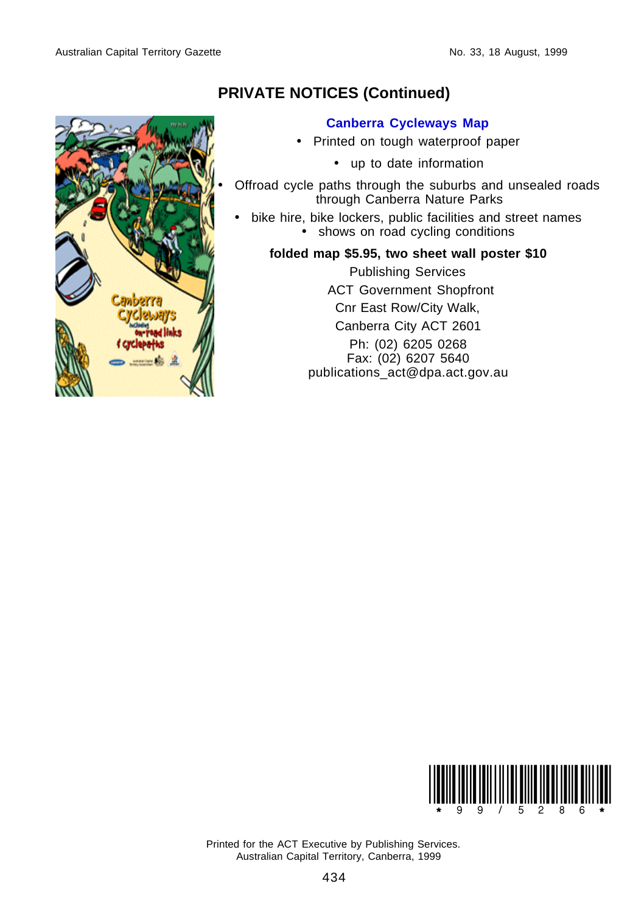## PRIVATE NOTICES (Continued)

### Canberra Cycleways Map

- Printed on tough waterproof paper
- up to date information
- Offroad cycle paths through the suburbs and unsealed roads through Canberra Nature Parks
- bike hire, bike lockers, public facilities and street names
- shows on road cycling conditions

**folded map $5.95, two sheet wall poster $10**

Publishing Services
ACT Government Shopfront
Cnr East Row/City Walk,
Canberra City ACT 2601
Ph: (02) 6205 0268
Fax: (02) 6207 5640
publications_act@dpa.act.gov.au

* 9 9 / 5 2 8 6 *

Printed for the ACT Executive by Publishing Services.
Australian Capital Territory, Canberra, 1999